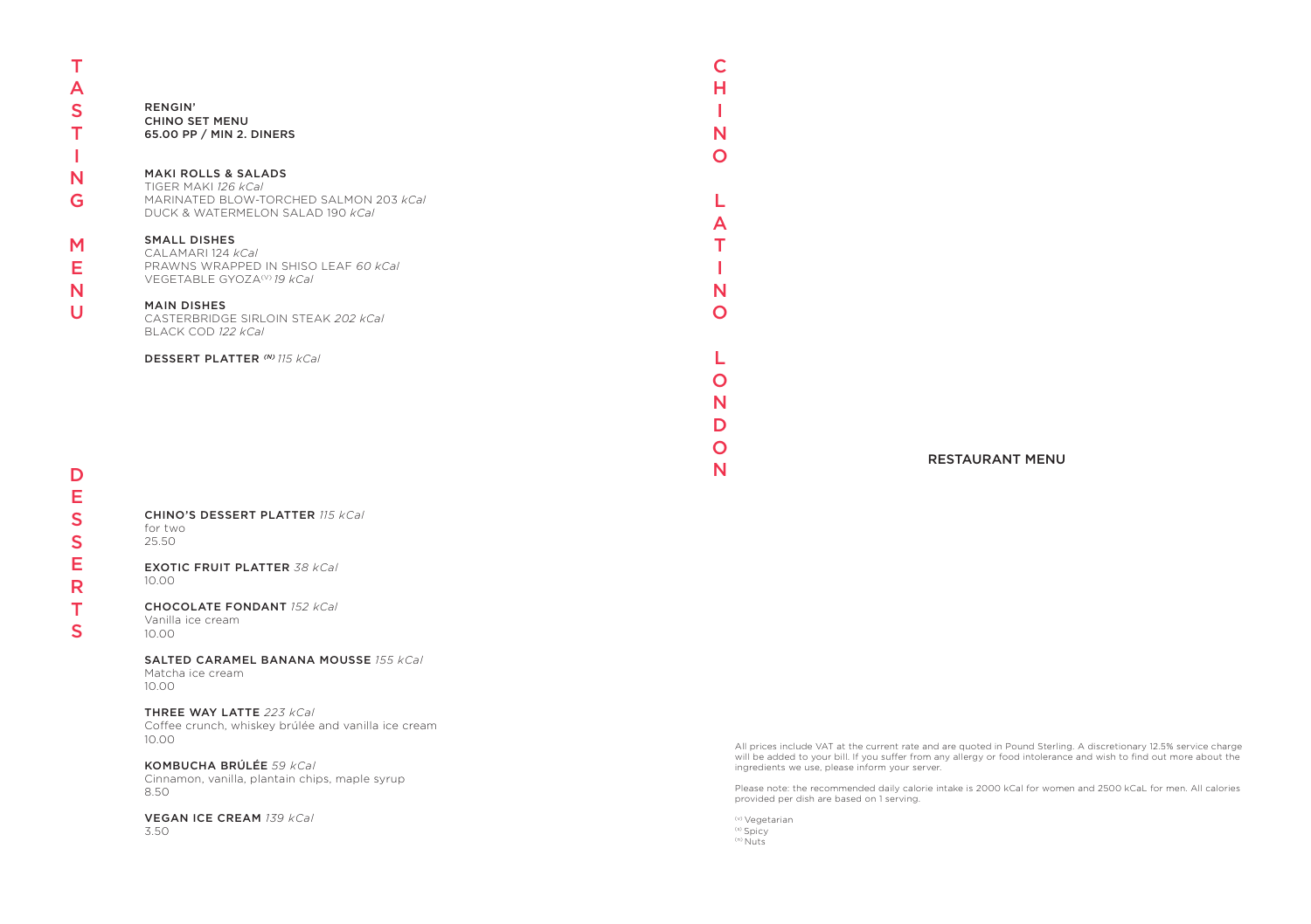# TASTING MENU

**RENGIN'**
**CHINO SET MENU**
**65.00 PP / MIN 2. DINERS**

**MAKI ROLLS & SALADS**
TIGER MAKI *126 kCal*
MARINATED BLOW-TORCHED SALMON 203 *kCal*
DUCK & WATERMELON SALAD 190 *kCal*

**SMALL DISHES**
CALAMARI 124 *kCal*
PRAWNS WRAPPED IN SHISO LEAF *60 kCal*
VEGETABLE GYOZA(v) *19 kCal*

**MAIN DISHES**
CASTERBRIDGE SIRLOIN STEAK *202 kCal*
BLACK COD *122 kCal*

**DESSERT PLATTER** *(N) 115 kCal*

# DESSERTS

**CHINO'S DESSERT PLATTER** *115 kCal*
for two
25.50

**EXOTIC FRUIT PLATTER** *38 kCal*
10.00

**CHOCOLATE FONDANT** *152 kCal*
Vanilla ice cream
10.00

**SALTED CARAMEL BANANA MOUSSE** *155 kCal*
Matcha ice cream
10.00

**THREE WAY LATTE** *223 kCal*
Coffee crunch, whiskey brûlée and vanilla ice cream
10.00

**KOMBUCHA BRÛLÉE** *59 kCal*
Cinnamon, vanilla, plantain chips, maple syrup
8.50

**VEGAN ICE CREAM** *139 kCal*
3.50

# CHINO LATINO LONDON

## RESTAURANT MENU

All prices include VAT at the current rate and are quoted in Pound Sterling. A discretionary 12.5% service charge will be added to your bill. If you suffer from any allergy or food intolerance and wish to find out more about the ingredients we use, please inform your server.

Please note: the recommended daily calorie intake is 2000 kCal for women and 2500 kCaL for men. All calories provided per dish are based on 1 serving.

(v) Vegetarian
(s) Spicy
(n) Nuts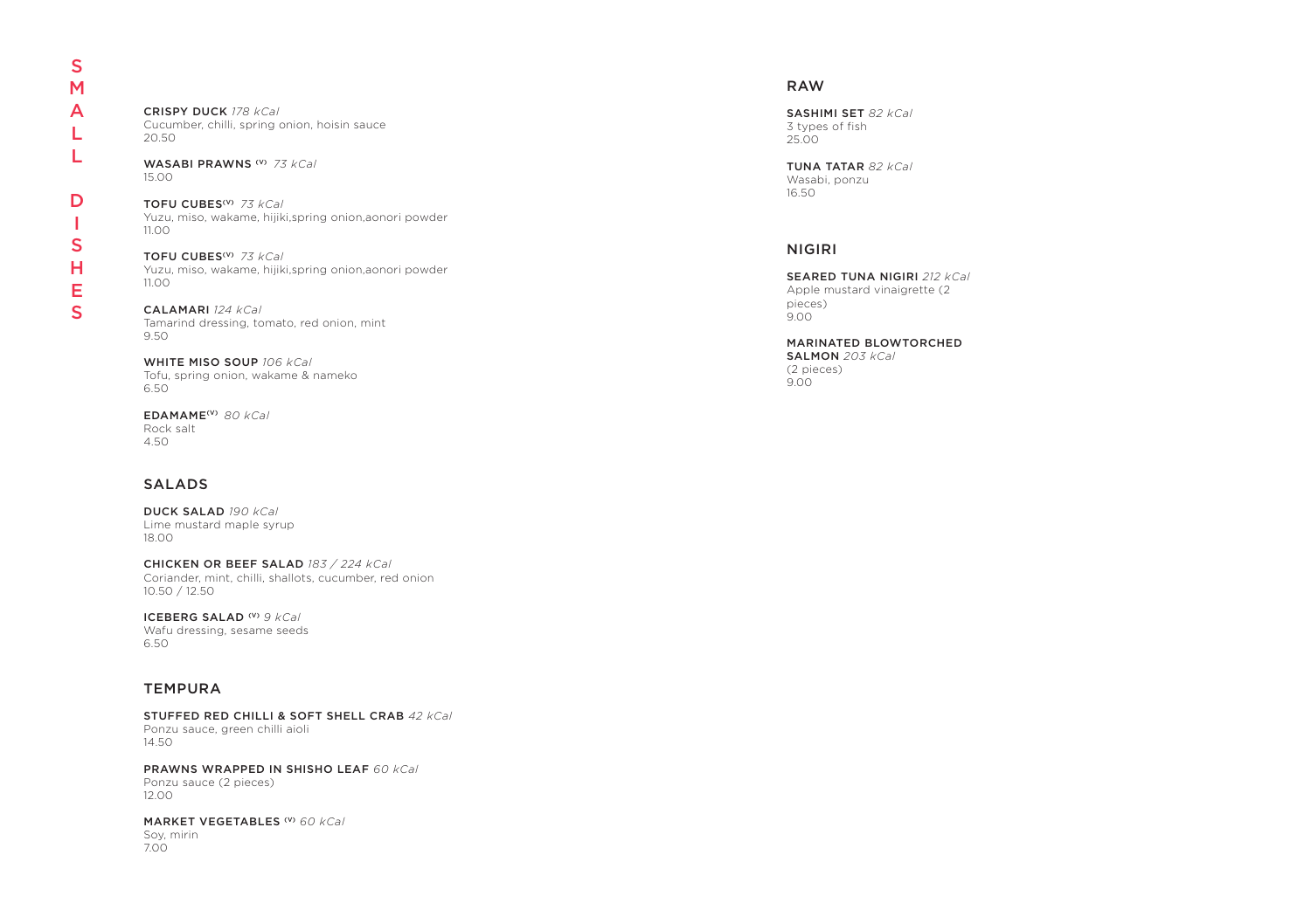# SMALL DISHES

**CRISPY DUCK** *178 kCal*
Cucumber, chilli, spring onion, hoisin sauce
20.50

**WASABI PRAWNS (V)** *73 kCal*
15.00

**TOFU CUBES(V)** *73 kCal*
Yuzu, miso, wakame, hijiki,spring onion,aonori powder
11.00

**TOFU CUBES(V)** *73 kCal*
Yuzu, miso, wakame, hijiki,spring onion,aonori powder
11.00

**CALAMARI** *124 kCal*
Tamarind dressing, tomato, red onion, mint
9.50

**WHITE MISO SOUP** *106 kCal*
Tofu, spring onion, wakame & nameko
6.50

**EDAMAME(V)** *80 kCal*
Rock salt
4.50

## SALADS

**DUCK SALAD** *190 kCal*
Lime mustard maple syrup
18.00

**CHICKEN OR BEEF SALAD** *183 / 224 kCal*
Coriander, mint, chilli, shallots, cucumber, red onion
10.50 / 12.50

**ICEBERG SALAD (V)** *9 kCal*
Wafu dressing, sesame seeds
6.50

## TEMPURA

**STUFFED RED CHILLI & SOFT SHELL CRAB** *42 kCal*
Ponzu sauce, green chilli aioli
14.50

**PRAWNS WRAPPED IN SHISHO LEAF** *60 kCal*
Ponzu sauce (2 pieces)
12.00

**MARKET VEGETABLES (V)** *60 kCal*
Soy, mirin
7.00

## RAW

**SASHIMI SET** *82 kCal*
3 types of fish
25.00

**TUNA TATAR** *82 kCal*
Wasabi, ponzu
16.50

## NIGIRI

**SEARED TUNA NIGIRI** *212 kCal*
Apple mustard vinaigrette (2 pieces)
9.00

**MARINATED BLOWTORCHED SALMON** *203 kCal*
(2 pieces)
9.00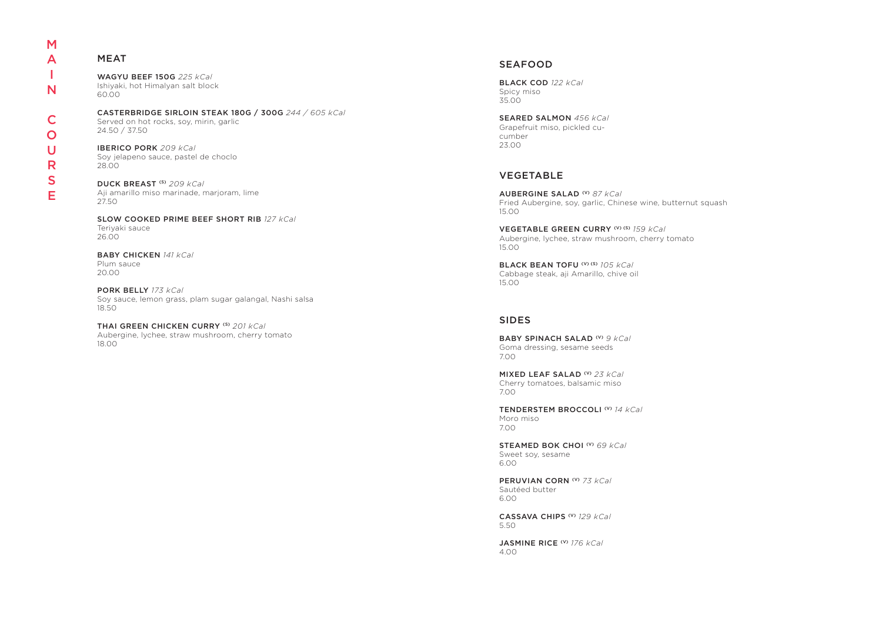# MAIN COURSE

## MEAT

**WAGYU BEEF 150G** *225 kCal*
Ishiyaki, hot Himalyan salt block
60.00

**CASTERBRIDGE SIRLOIN STEAK 180G / 300G** *244 / 605 kCal*
Served on hot rocks, soy, mirin, garlic
24.50 / 37.50

**IBERICO PORK** *209 kCal*
Soy jelapeno sauce, pastel de choclo
28.00

**DUCK BREAST** (S) *209 kCal*
Aji amarillo miso marinade, marjoram, lime
27.50

**SLOW COOKED PRIME BEEF SHORT RIB** *127 kCal*
Teriyaki sauce
26.00

**BABY CHICKEN** *141 kCal*
Plum sauce
20.00

**PORK BELLY** *173 kCal*
Soy sauce, lemon grass, plam sugar galangal, Nashi salsa
18.50

**THAI GREEN CHICKEN CURRY** (S) *201 kCal*
Aubergine, lychee, straw mushroom, cherry tomato
18.00

## SEAFOOD

**BLACK COD** *122 kCal*
Spicy miso
35.00

**SEARED SALMON** *456 kCal*
Grapefruit miso, pickled cucumber
23.00

## VEGETABLE

**AUBERGINE SALAD** (V) *87 kCal*
Fried Aubergine, soy, garlic, Chinese wine, butternut squash
15.00

**VEGETABLE GREEN CURRY** (V) (S) *159 kCal*
Aubergine, lychee, straw mushroom, cherry tomato
15.00

**BLACK BEAN TOFU** (V) (S) *105 kCal*
Cabbage steak, aji Amarillo, chive oil
15.00

## SIDES

**BABY SPINACH SALAD** (V) *9 kCal*
Goma dressing, sesame seeds
7.00

**MIXED LEAF SALAD** (V) *23 kCal*
Cherry tomatoes, balsamic miso
7.00

**TENDERSTEM BROCCOLI** (V) *14 kCal*
Moro miso
7.00

**STEAMED BOK CHOI** (V) *69 kCal*
Sweet soy, sesame
6.00

**PERUVIAN CORN** (V) *73 kCal*
Sautéed butter
6.00

**CASSAVA CHIPS** (V) *129 kCal*
5.50

**JASMINE RICE** (V) *176 kCal*
4.00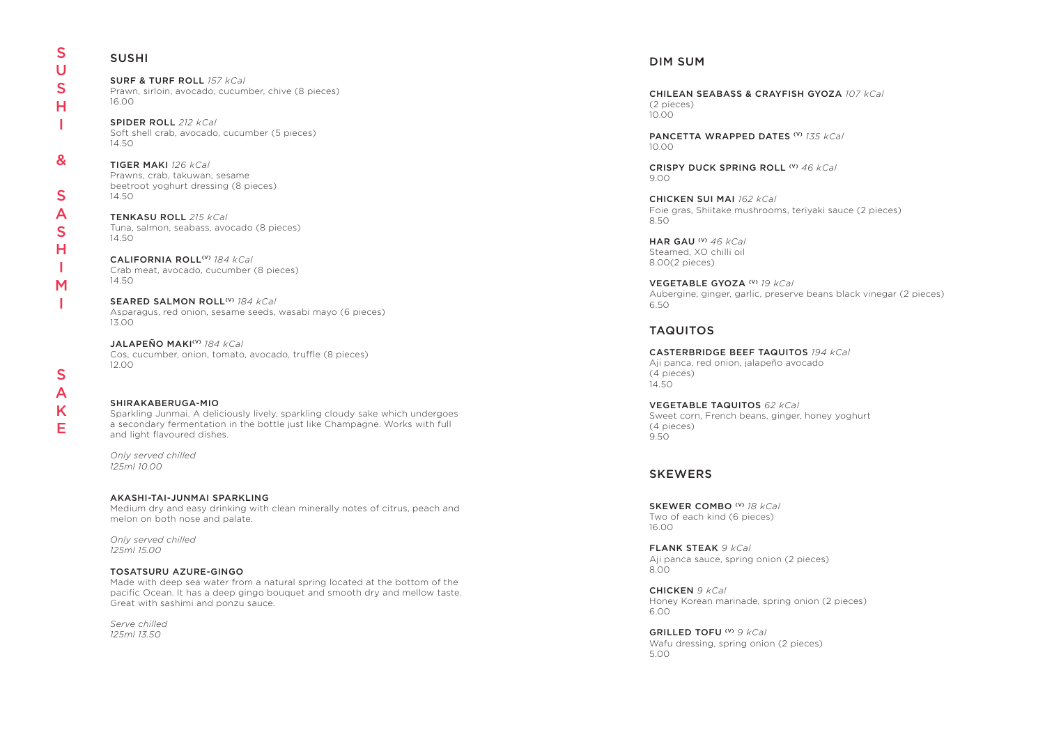SUSHI & SASHIMI

SAKE

## SUSHI

**SURF & TURF ROLL** *157 kCal*
Prawn, sirloin, avocado, cucumber, chive (8 pieces)
16.00

**SPIDER ROLL** *212 kCal*
Soft shell crab, avocado, cucumber (5 pieces)
14.50

**TIGER MAKI** *126 kCal*
Prawns, crab, takuwan, sesame
beetroot yoghurt dressing (8 pieces)
14.50

**TENKASU ROLL** *215 kCal*
Tuna, salmon, seabass, avocado (8 pieces)
14.50

**CALIFORNIA ROLL(V)** *184 kCal*
Crab meat, avocado, cucumber (8 pieces)
14.50

**SEARED SALMON ROLL(V)** *184 kCal*
Asparagus, red onion, sesame seeds, wasabi mayo (6 pieces)
13.00

**JALAPEÑO MAKI(V)** *184 kCal*
Cos, cucumber, onion, tomato, avocado, truffle (8 pieces)
12.00

**SHIRAKABERUGA-MIO**
Sparkling Junmai. A deliciously lively, sparkling cloudy sake which undergoes a secondary fermentation in the bottle just like Champagne. Works with full and light flavoured dishes.

*Only served chilled*
*125ml 10.00*

**AKASHI-TAI-JUNMAI SPARKLING**
Medium dry and easy drinking with clean minerally notes of citrus, peach and melon on both nose and palate.

*Only served chilled*
*125ml 15.00*

**TOSATSURU AZURE-GINGO**
Made with deep sea water from a natural spring located at the bottom of the pacific Ocean. It has a deep gingo bouquet and smooth dry and mellow taste. Great with sashimi and ponzu sauce.

*Serve chilled*
*125ml 13.50*

## DIM SUM

**CHILEAN SEABASS & CRAYFISH GYOZA** *107 kCal*
(2 pieces)
10.00

**PANCETTA WRAPPED DATES (V)** *135 kCal*
10.00

**CRISPY DUCK SPRING ROLL (V)** *46 kCal*
9.00

**CHICKEN SUI MAI** *162 kCal*
Foie gras, Shiitake mushrooms, teriyaki sauce (2 pieces)
8.50

**HAR GAU (V)** *46 kCal*
Steamed, XO chilli oil
8.00(2 pieces)

**VEGETABLE GYOZA (V)** *19 kCal*
Aubergine, ginger, garlic, preserve beans black vinegar (2 pieces)
6.50

## TAQUITOS

**CASTERBRIDGE BEEF TAQUITOS** *194 kCal*
Aji panca, red onion, jalapeño avocado
(4 pieces)
14.50

**VEGETABLE TAQUITOS** *62 kCal*
Sweet corn, French beans, ginger, honey yoghurt
(4 pieces)
9.50

## SKEWERS

**SKEWER COMBO (V)** *18 kCal*
Two of each kind (6 pieces)
16.00

**FLANK STEAK** *9 kCal*
Aji panca sauce, spring onion (2 pieces)
8.00

**CHICKEN** *9 kCal*
Honey Korean marinade, spring onion (2 pieces)
6.00

**GRILLED TOFU (V)** *9 kCal*
Wafu dressing, spring onion (2 pieces)
5.00